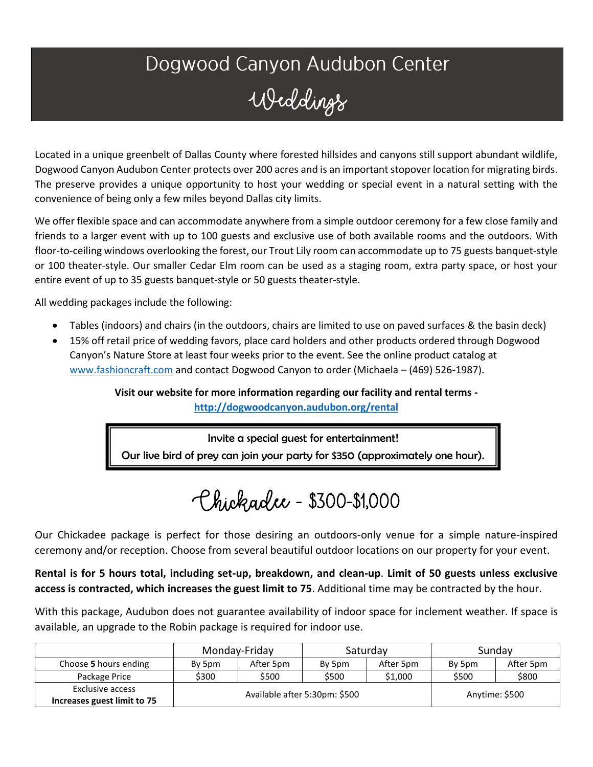# Dogwood Canyon Audubon Center

## Weddings

Located in a unique greenbelt of Dallas County where forested hillsides and canyons still support abundant wildlife, Dogwood Canyon Audubon Center protects over 200 acres and is an important stopover location for migrating birds. The preserve provides a unique opportunity to host your wedding or special event in a natural setting with the convenience of being only a few miles beyond Dallas city limits.

We offer flexible space and can accommodate anywhere from a simple outdoor ceremony for a few close family and friends to a larger event with up to 100 guests and exclusive use of both available rooms and the outdoors. With floor-to-ceiling windows overlooking the forest, our Trout Lily room can accommodate up to 75 guests banquet-style or 100 theater-style. Our smaller Cedar Elm room can be used as a staging room, extra party space, or host your entire event of up to 35 guests banquet-style or 50 guests theater-style.

All wedding packages include the following:

- Tables (indoors) and chairs (in the outdoors, chairs are limited to use on paved surfaces & the basin deck)
- 15% off retail price of wedding favors, place card holders and other products ordered through Dogwood Canyon's Nature Store at least four weeks prior to the event. See the online product catalog at www.fashioncraft.com and contact Dogwood Canyon to order (Michaela – (469) 526-1987).

**Visit our website for more information regarding our facility and rental terms - http://dogwoodcanyon.audubon.org/rental**

> Invite a special guest for entertainment!
> Our live bird of prey can join your party for $350 (approximately one hour).

## Chickadee - $300-$1,000

Our Chickadee package is perfect for those desiring an outdoors-only venue for a simple nature-inspired ceremony and/or reception. Choose from several beautiful outdoor locations on our property for your event.

**Rental is for 5 hours total, including set-up, breakdown, and clean-up**. **Limit of 50 guests unless exclusive access is contracted, which increases the guest limit to 75**. Additional time may be contracted by the hour.

With this package, Audubon does not guarantee availability of indoor space for inclement weather. If space is available, an upgrade to the Robin package is required for indoor use.

| | Monday-Friday | | Saturday | | Sunday | |
|---|---|---|---|---|---|---|
| Choose **5** hours ending | By 5pm | After 5pm | By 5pm | After 5pm | By 5pm | After 5pm |
| Package Price | $300 | $500 | $500 | $1,000 | $500 | $800 |
| Exclusive access **Increases guest limit to 75** | Available after 5:30pm: $500 | | | | Anytime: $500 | |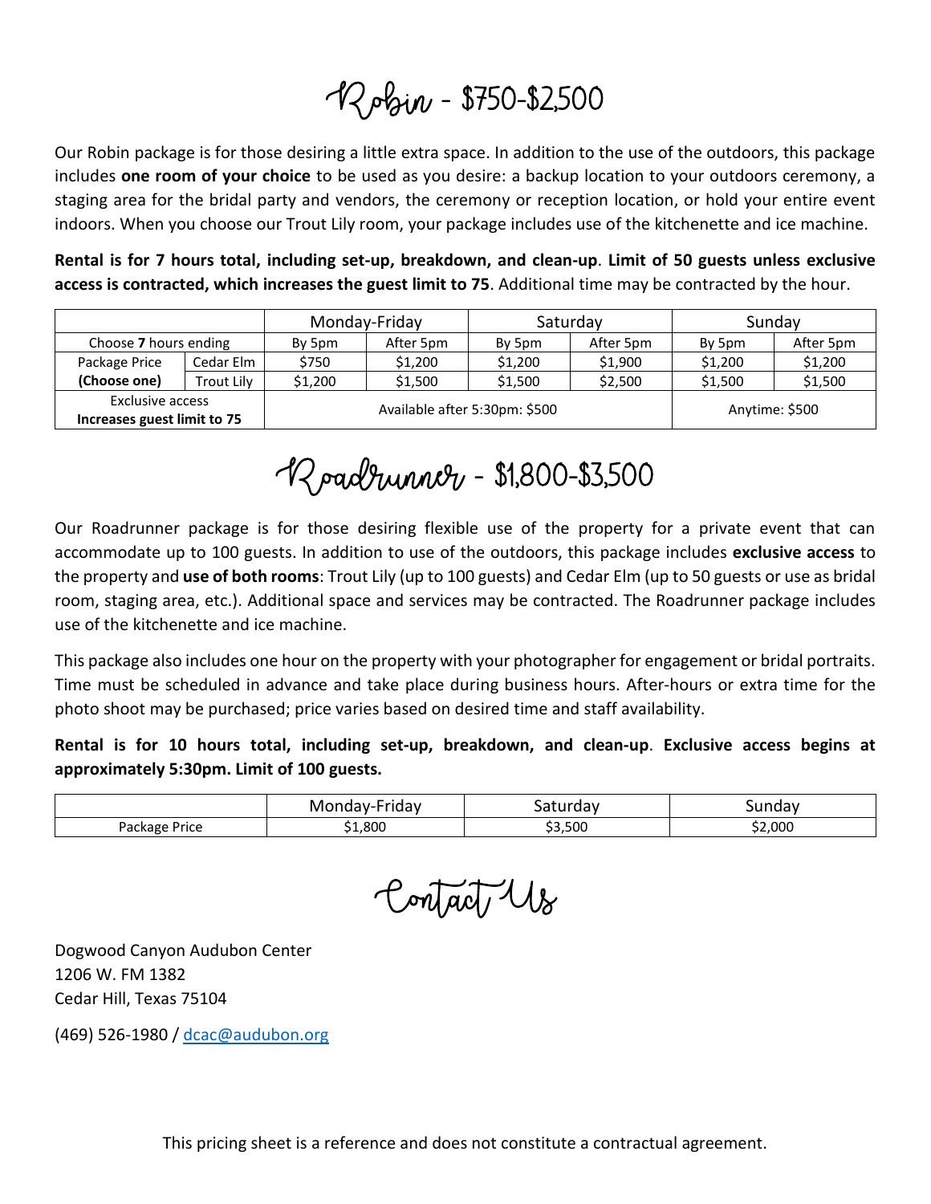# Robin - $750-$2,500

Our Robin package is for those desiring a little extra space. In addition to the use of the outdoors, this package includes **one room of your choice** to be used as you desire: a backup location to your outdoors ceremony, a staging area for the bridal party and vendors, the ceremony or reception location, or hold your entire event indoors. When you choose our Trout Lily room, your package includes use of the kitchenette and ice machine.

**Rental is for 7 hours total, including set-up, breakdown, and clean-up**. **Limit of 50 guests unless exclusive access is contracted, which increases the guest limit to 75**. Additional time may be contracted by the hour.

| | | Monday-Friday | | Saturday | | Sunday | |
|---|---|---|---|---|---|---|---|
| Choose **7** hours ending | | By 5pm | After 5pm | By 5pm | After 5pm | By 5pm | After 5pm |
| Package Price | Cedar Elm | $750 | $1,200 | $1,200 | $1,900 | $1,200 | $1,200 |
| **(Choose one)** | Trout Lily | $1,200 | $1,500 | $1,500 | $2,500 | $1,500 | $1,500 |
| Exclusive access **Increases guest limit to 75** | | Available after 5:30pm: $500 | | | | Anytime: $500 | |

# Roadrunner - $1,800-$3,500

Our Roadrunner package is for those desiring flexible use of the property for a private event that can accommodate up to 100 guests. In addition to use of the outdoors, this package includes **exclusive access** to the property and **use of both rooms**: Trout Lily (up to 100 guests) and Cedar Elm (up to 50 guests or use as bridal room, staging area, etc.). Additional space and services may be contracted. The Roadrunner package includes use of the kitchenette and ice machine.

This package also includes one hour on the property with your photographer for engagement or bridal portraits. Time must be scheduled in advance and take place during business hours. After-hours or extra time for the photo shoot may be purchased; price varies based on desired time and staff availability.

**Rental is for 10 hours total, including set-up, breakdown, and clean-up**. **Exclusive access begins at approximately 5:30pm. Limit of 100 guests.**

| | Monday-Friday | Saturday | Sunday |
|---|---|---|---|
| Package Price | $1,800 | $3,500 | $2,000 |

# Contact Us

Dogwood Canyon Audubon Center
1206 W. FM 1382
Cedar Hill, Texas 75104

(469) 526-1980 / dcac@audubon.org

This pricing sheet is a reference and does not constitute a contractual agreement.